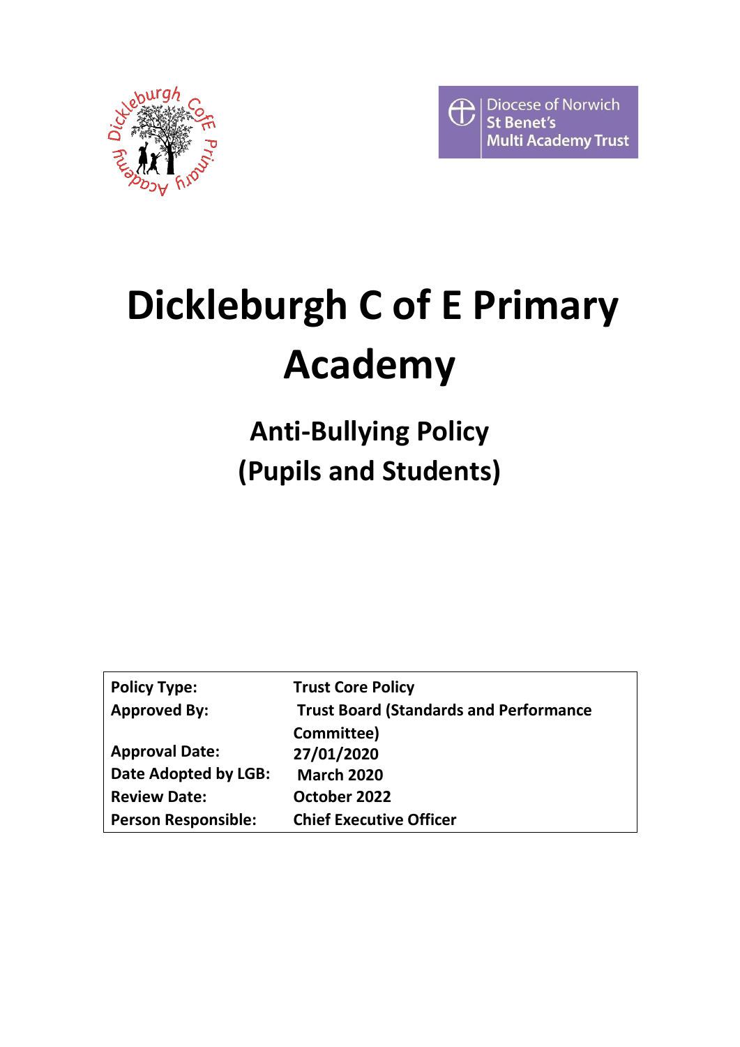# Dickleburgh C of E Primary Academy

## Anti-Bullying Policy (Pupils and Students)

| | |
|---|---|
| **Policy Type:** | **Trust Core Policy** |
| **Approved By:** | **Trust Board (Standards and Performance Committee)** |
| **Approval Date:** | **27/01/2020** |
| **Date Adopted by LGB:** | **March 2020** |
| **Review Date:** | **October 2022** |
| **Person Responsible:** | **Chief Executive Officer** |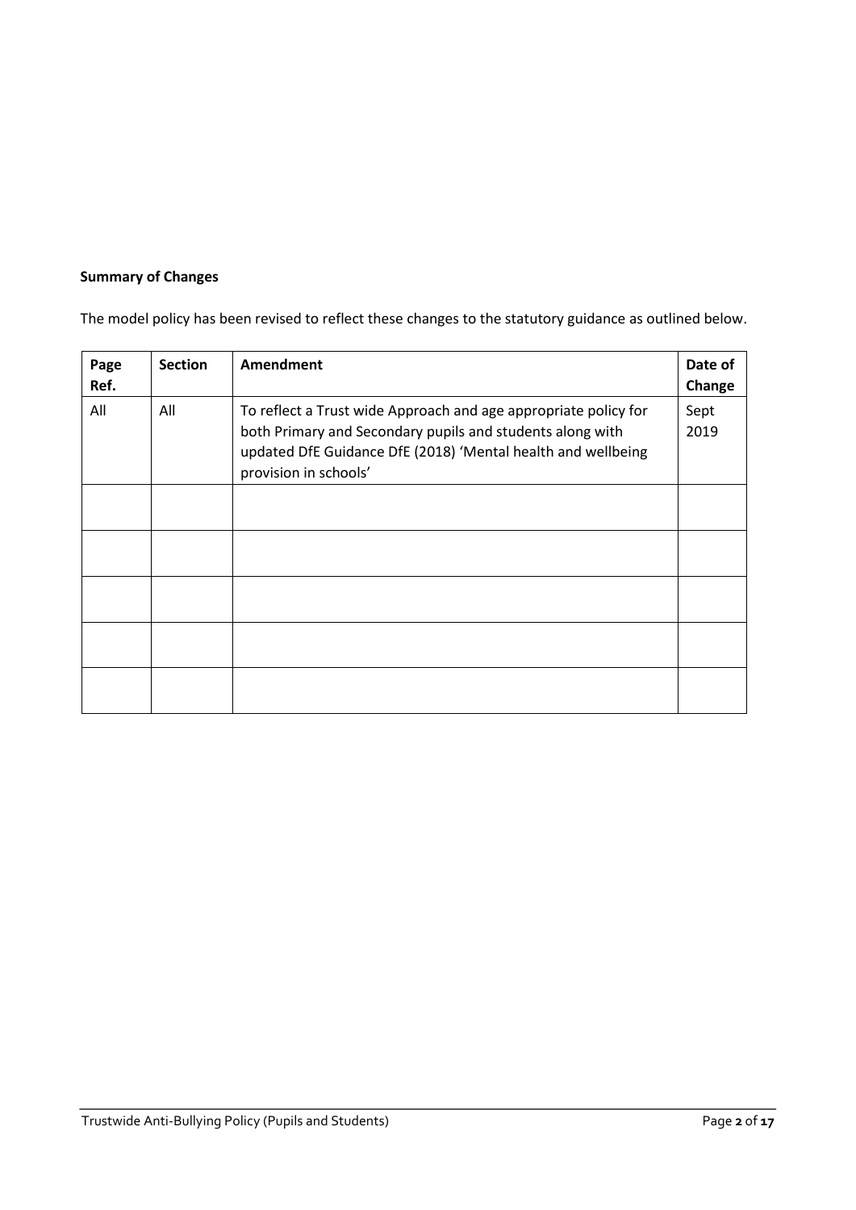**Summary of Changes**

The model policy has been revised to reflect these changes to the statutory guidance as outlined below.

| Page Ref. | Section | Amendment | Date of Change |
|---|---|---|---|
| All | All | To reflect a Trust wide Approach and age appropriate policy for both Primary and Secondary pupils and students along with updated DfE Guidance DfE (2018) 'Mental health and wellbeing provision in schools' | Sept 2019 |
| | | | |
| | | | |
| | | | |
| | | | |
| | | | |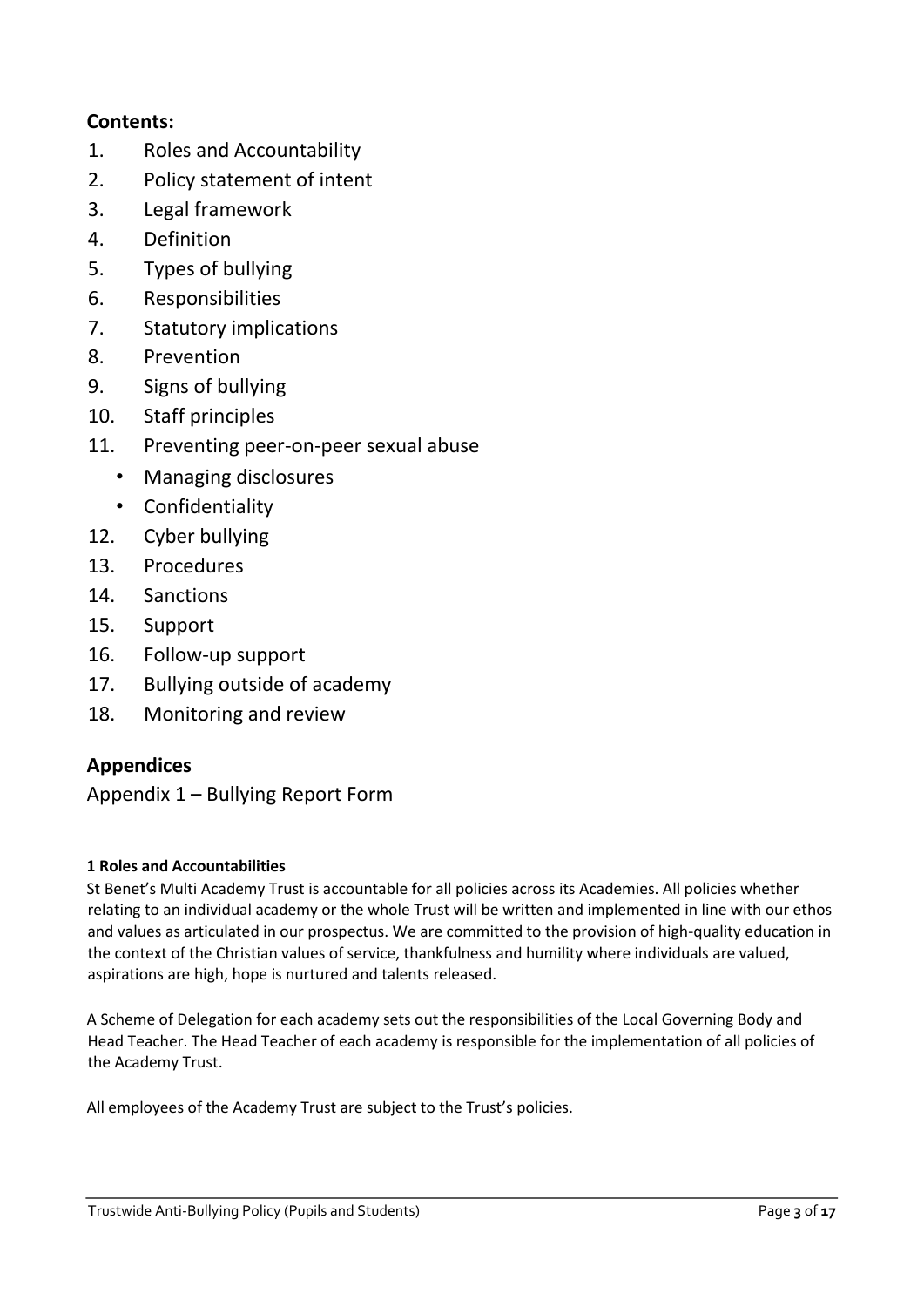## Contents:

1. Roles and Accountability
2. Policy statement of intent
3. Legal framework
4. Definition
5. Types of bullying
6. Responsibilities
7. Statutory implications
8. Prevention
9. Signs of bullying
10. Staff principles
11. Preventing peer-on-peer sexual abuse
    - Managing disclosures
    - Confidentiality
12. Cyber bullying
13. Procedures
14. Sanctions
15. Support
16. Follow-up support
17. Bullying outside of academy
18. Monitoring and review

## Appendices

Appendix 1 – Bullying Report Form

#### 1 Roles and Accountabilities

St Benet's Multi Academy Trust is accountable for all policies across its Academies. All policies whether relating to an individual academy or the whole Trust will be written and implemented in line with our ethos and values as articulated in our prospectus. We are committed to the provision of high-quality education in the context of the Christian values of service, thankfulness and humility where individuals are valued, aspirations are high, hope is nurtured and talents released.

A Scheme of Delegation for each academy sets out the responsibilities of the Local Governing Body and Head Teacher. The Head Teacher of each academy is responsible for the implementation of all policies of the Academy Trust.

All employees of the Academy Trust are subject to the Trust's policies.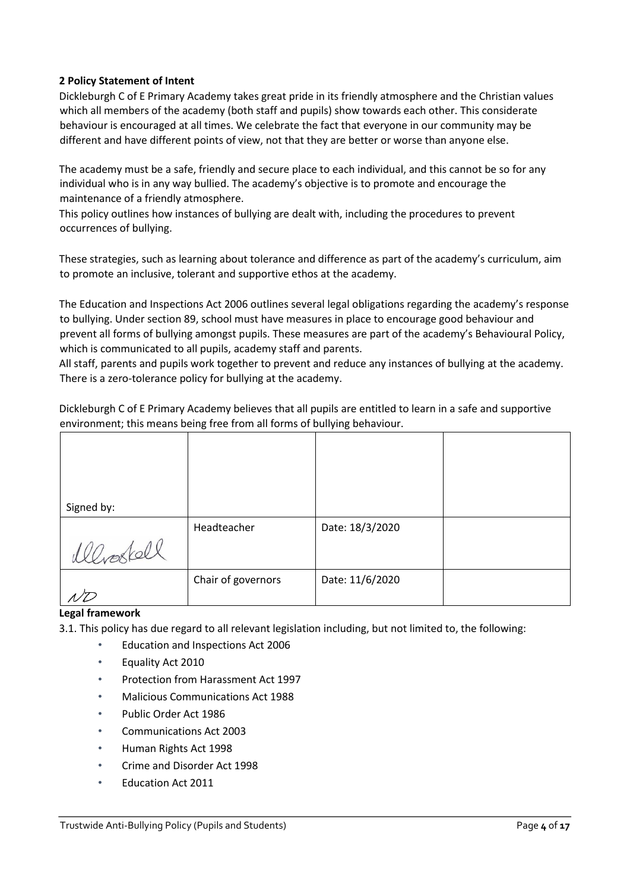**2 Policy Statement of Intent**

Dickleburgh C of E Primary Academy takes great pride in its friendly atmosphere and the Christian values which all members of the academy (both staff and pupils) show towards each other. This considerate behaviour is encouraged at all times. We celebrate the fact that everyone in our community may be different and have different points of view, not that they are better or worse than anyone else.

The academy must be a safe, friendly and secure place to each individual, and this cannot be so for any individual who is in any way bullied. The academy's objective is to promote and encourage the maintenance of a friendly atmosphere.

This policy outlines how instances of bullying are dealt with, including the procedures to prevent occurrences of bullying.

These strategies, such as learning about tolerance and difference as part of the academy's curriculum, aim to promote an inclusive, tolerant and supportive ethos at the academy.

The Education and Inspections Act 2006 outlines several legal obligations regarding the academy's response to bullying. Under section 89, school must have measures in place to encourage good behaviour and prevent all forms of bullying amongst pupils. These measures are part of the academy's Behavioural Policy, which is communicated to all pupils, academy staff and parents.

All staff, parents and pupils work together to prevent and reduce any instances of bullying at the academy. There is a zero-tolerance policy for bullying at the academy.

Dickleburgh C of E Primary Academy believes that all pupils are entitled to learn in a safe and supportive environment; this means being free from all forms of bullying behaviour.

| Signed by: | | | |
|---|---|---|---|
| Ullrostell | Headteacher | Date: 18/3/2020 | |
| ND | Chair of governors | Date: 11/6/2020 | |

**Legal framework**

3.1. This policy has due regard to all relevant legislation including, but not limited to, the following:

- Education and Inspections Act 2006
- Equality Act 2010
- Protection from Harassment Act 1997
- Malicious Communications Act 1988
- Public Order Act 1986
- Communications Act 2003
- Human Rights Act 1998
- Crime and Disorder Act 1998
- Education Act 2011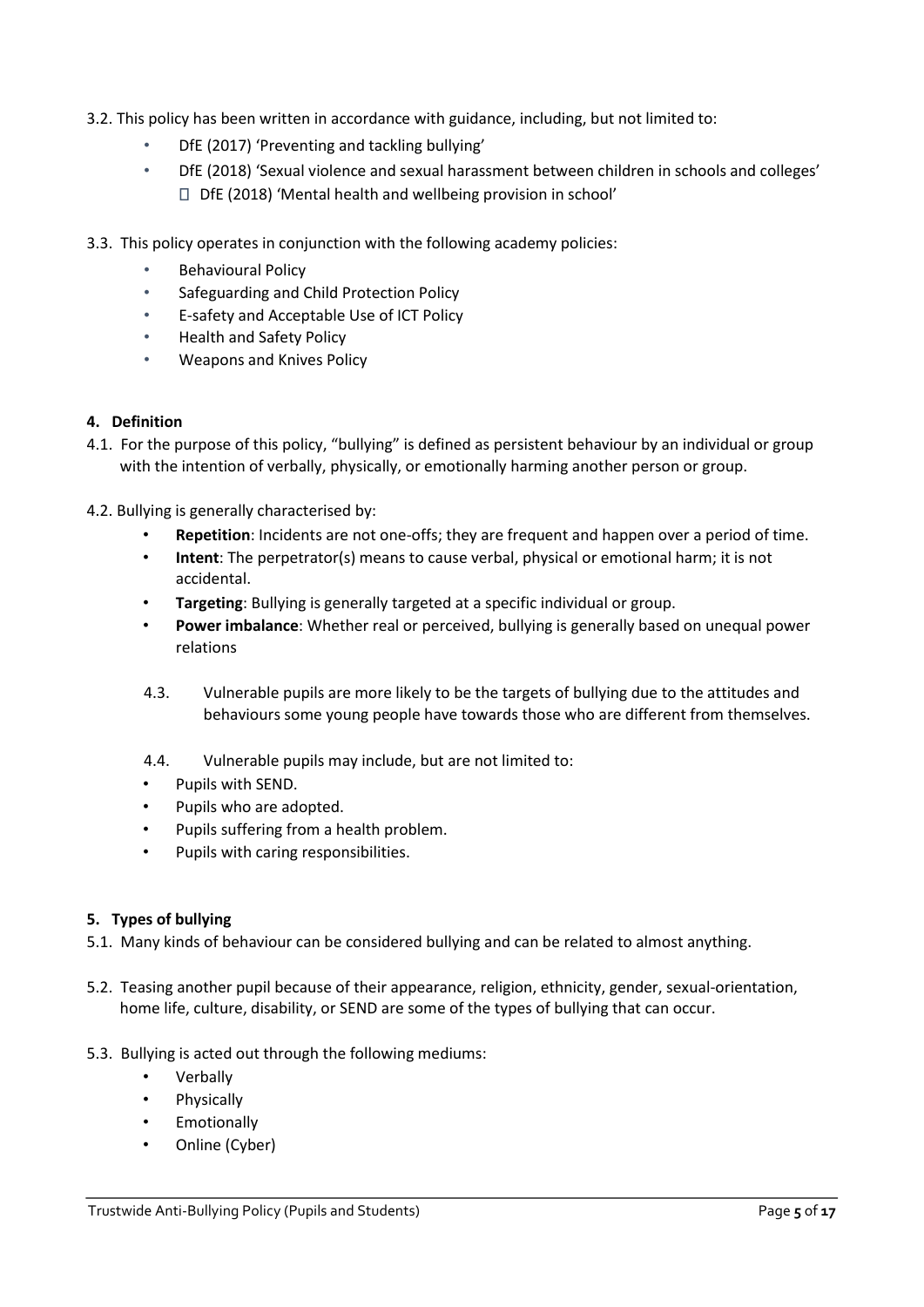3.2. This policy has been written in accordance with guidance, including, but not limited to:

- DfE (2017) 'Preventing and tackling bullying'
- DfE (2018) 'Sexual violence and sexual harassment between children in schools and colleges'
- DfE (2018) 'Mental health and wellbeing provision in school'

3.3. This policy operates in conjunction with the following academy policies:

- Behavioural Policy
- Safeguarding and Child Protection Policy
- E-safety and Acceptable Use of ICT Policy
- Health and Safety Policy
- Weapons and Knives Policy

**4. Definition**

4.1. For the purpose of this policy, "bullying" is defined as persistent behaviour by an individual or group with the intention of verbally, physically, or emotionally harming another person or group.

4.2. Bullying is generally characterised by:

- **Repetition**: Incidents are not one-offs; they are frequent and happen over a period of time.
- **Intent**: The perpetrator(s) means to cause verbal, physical or emotional harm; it is not accidental.
- **Targeting**: Bullying is generally targeted at a specific individual or group.
- **Power imbalance**: Whether real or perceived, bullying is generally based on unequal power relations

4.3. Vulnerable pupils are more likely to be the targets of bullying due to the attitudes and behaviours some young people have towards those who are different from themselves.

4.4. Vulnerable pupils may include, but are not limited to:

- Pupils with SEND.
- Pupils who are adopted.
- Pupils suffering from a health problem.
- Pupils with caring responsibilities.

**5. Types of bullying**

5.1. Many kinds of behaviour can be considered bullying and can be related to almost anything.

5.2. Teasing another pupil because of their appearance, religion, ethnicity, gender, sexual-orientation, home life, culture, disability, or SEND are some of the types of bullying that can occur.

5.3. Bullying is acted out through the following mediums:

- Verbally
- Physically
- Emotionally
- Online (Cyber)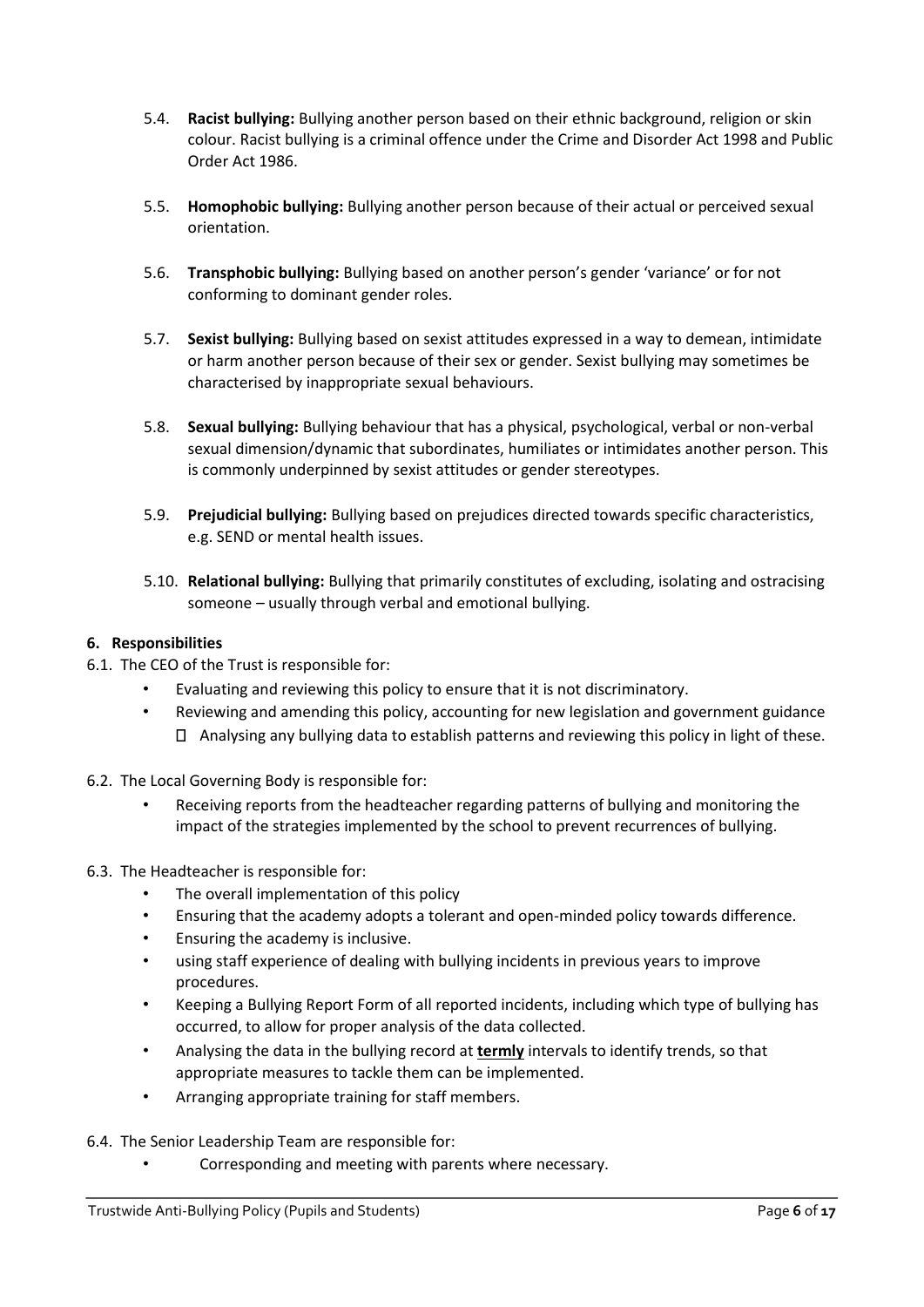5.4. **Racist bullying:** Bullying another person based on their ethnic background, religion or skin colour. Racist bullying is a criminal offence under the Crime and Disorder Act 1998 and Public Order Act 1986.

5.5. **Homophobic bullying:** Bullying another person because of their actual or perceived sexual orientation.

5.6. **Transphobic bullying:** Bullying based on another person's gender 'variance' or for not conforming to dominant gender roles.

5.7. **Sexist bullying:** Bullying based on sexist attitudes expressed in a way to demean, intimidate or harm another person because of their sex or gender. Sexist bullying may sometimes be characterised by inappropriate sexual behaviours.

5.8. **Sexual bullying:** Bullying behaviour that has a physical, psychological, verbal or non-verbal sexual dimension/dynamic that subordinates, humiliates or intimidates another person. This is commonly underpinned by sexist attitudes or gender stereotypes.

5.9. **Prejudicial bullying:** Bullying based on prejudices directed towards specific characteristics, e.g. SEND or mental health issues.

5.10. **Relational bullying:** Bullying that primarily constitutes of excluding, isolating and ostracising someone – usually through verbal and emotional bullying.

## 6. Responsibilities

6.1. The CEO of the Trust is responsible for:

- Evaluating and reviewing this policy to ensure that it is not discriminatory.
- Reviewing and amending this policy, accounting for new legislation and government guidance
- Analysing any bullying data to establish patterns and reviewing this policy in light of these.

6.2. The Local Governing Body is responsible for:

- Receiving reports from the headteacher regarding patterns of bullying and monitoring the impact of the strategies implemented by the school to prevent recurrences of bullying.

6.3. The Headteacher is responsible for:

- The overall implementation of this policy
- Ensuring that the academy adopts a tolerant and open-minded policy towards difference.
- Ensuring the academy is inclusive.
- using staff experience of dealing with bullying incidents in previous years to improve procedures.
- Keeping a Bullying Report Form of all reported incidents, including which type of bullying has occurred, to allow for proper analysis of the data collected.
- Analysing the data in the bullying record at **termly** intervals to identify trends, so that appropriate measures to tackle them can be implemented.
- Arranging appropriate training for staff members.

6.4. The Senior Leadership Team are responsible for:

- Corresponding and meeting with parents where necessary.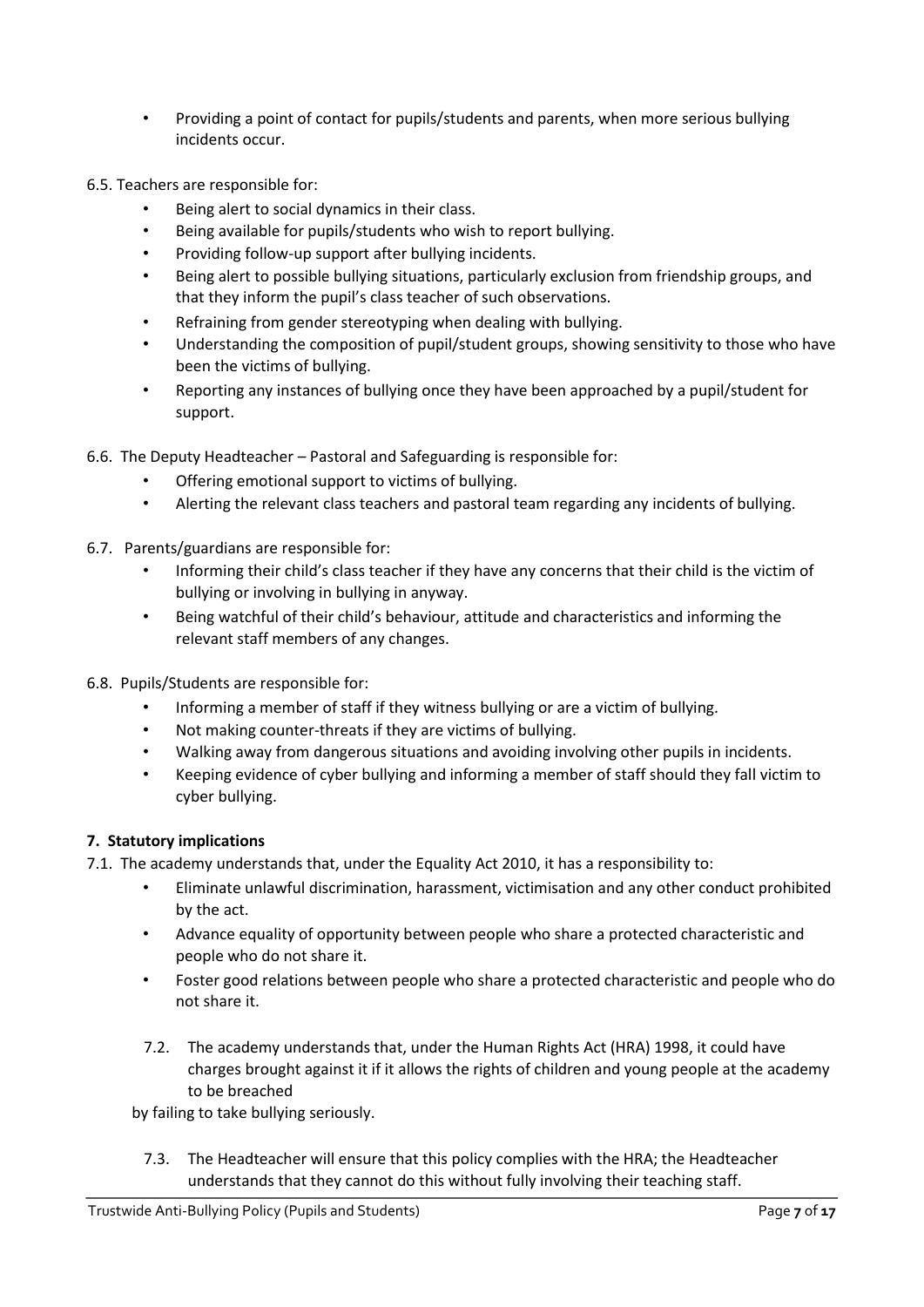- Providing a point of contact for pupils/students and parents, when more serious bullying incidents occur.

6.5. Teachers are responsible for:

- Being alert to social dynamics in their class.
- Being available for pupils/students who wish to report bullying.
- Providing follow-up support after bullying incidents.
- Being alert to possible bullying situations, particularly exclusion from friendship groups, and that they inform the pupil's class teacher of such observations.
- Refraining from gender stereotyping when dealing with bullying.
- Understanding the composition of pupil/student groups, showing sensitivity to those who have been the victims of bullying.
- Reporting any instances of bullying once they have been approached by a pupil/student for support.

6.6. The Deputy Headteacher – Pastoral and Safeguarding is responsible for:

- Offering emotional support to victims of bullying.
- Alerting the relevant class teachers and pastoral team regarding any incidents of bullying.

6.7. Parents/guardians are responsible for:

- Informing their child's class teacher if they have any concerns that their child is the victim of bullying or involving in bullying in anyway.
- Being watchful of their child's behaviour, attitude and characteristics and informing the relevant staff members of any changes.

6.8. Pupils/Students are responsible for:

- Informing a member of staff if they witness bullying or are a victim of bullying.
- Not making counter-threats if they are victims of bullying.
- Walking away from dangerous situations and avoiding involving other pupils in incidents.
- Keeping evidence of cyber bullying and informing a member of staff should they fall victim to cyber bullying.

**7. Statutory implications**

7.1. The academy understands that, under the Equality Act 2010, it has a responsibility to:

- Eliminate unlawful discrimination, harassment, victimisation and any other conduct prohibited by the act.
- Advance equality of opportunity between people who share a protected characteristic and people who do not share it.
- Foster good relations between people who share a protected characteristic and people who do not share it.

7.2. The academy understands that, under the Human Rights Act (HRA) 1998, it could have charges brought against it if it allows the rights of children and young people at the academy to be breached by failing to take bullying seriously.

7.3. The Headteacher will ensure that this policy complies with the HRA; the Headteacher understands that they cannot do this without fully involving their teaching staff.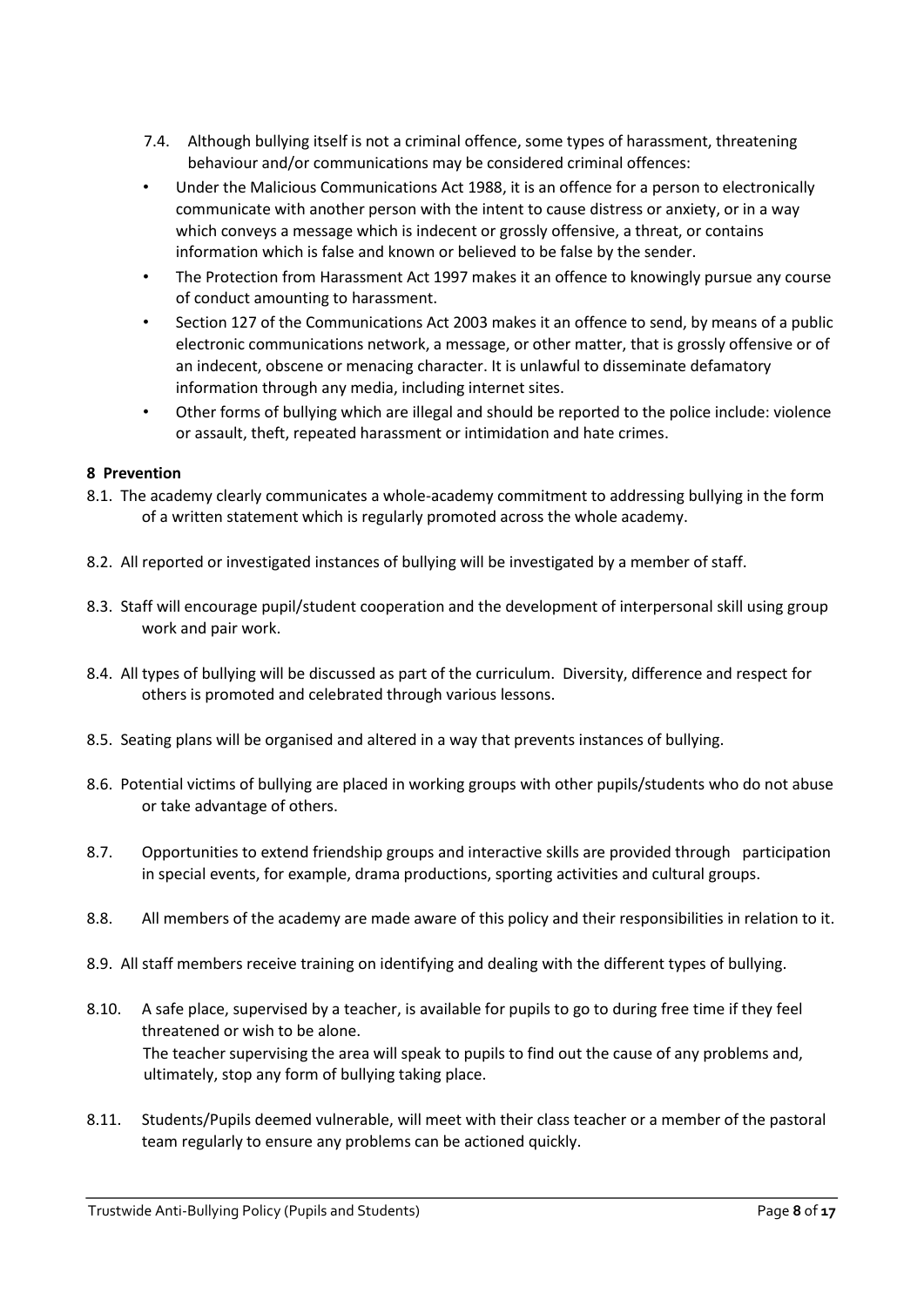7.4. Although bullying itself is not a criminal offence, some types of harassment, threatening behaviour and/or communications may be considered criminal offences:

- Under the Malicious Communications Act 1988, it is an offence for a person to electronically communicate with another person with the intent to cause distress or anxiety, or in a way which conveys a message which is indecent or grossly offensive, a threat, or contains information which is false and known or believed to be false by the sender.
- The Protection from Harassment Act 1997 makes it an offence to knowingly pursue any course of conduct amounting to harassment.
- Section 127 of the Communications Act 2003 makes it an offence to send, by means of a public electronic communications network, a message, or other matter, that is grossly offensive or of an indecent, obscene or menacing character. It is unlawful to disseminate defamatory information through any media, including internet sites.
- Other forms of bullying which are illegal and should be reported to the police include: violence or assault, theft, repeated harassment or intimidation and hate crimes.

**8 Prevention**

8.1. The academy clearly communicates a whole-academy commitment to addressing bullying in the form of a written statement which is regularly promoted across the whole academy.

8.2. All reported or investigated instances of bullying will be investigated by a member of staff.

8.3. Staff will encourage pupil/student cooperation and the development of interpersonal skill using group work and pair work.

8.4. All types of bullying will be discussed as part of the curriculum. Diversity, difference and respect for others is promoted and celebrated through various lessons.

8.5. Seating plans will be organised and altered in a way that prevents instances of bullying.

8.6. Potential victims of bullying are placed in working groups with other pupils/students who do not abuse or take advantage of others.

8.7. Opportunities to extend friendship groups and interactive skills are provided through participation in special events, for example, drama productions, sporting activities and cultural groups.

8.8. All members of the academy are made aware of this policy and their responsibilities in relation to it.

8.9. All staff members receive training on identifying and dealing with the different types of bullying.

8.10. A safe place, supervised by a teacher, is available for pupils to go to during free time if they feel threatened or wish to be alone.
The teacher supervising the area will speak to pupils to find out the cause of any problems and, ultimately, stop any form of bullying taking place.

8.11. Students/Pupils deemed vulnerable, will meet with their class teacher or a member of the pastoral team regularly to ensure any problems can be actioned quickly.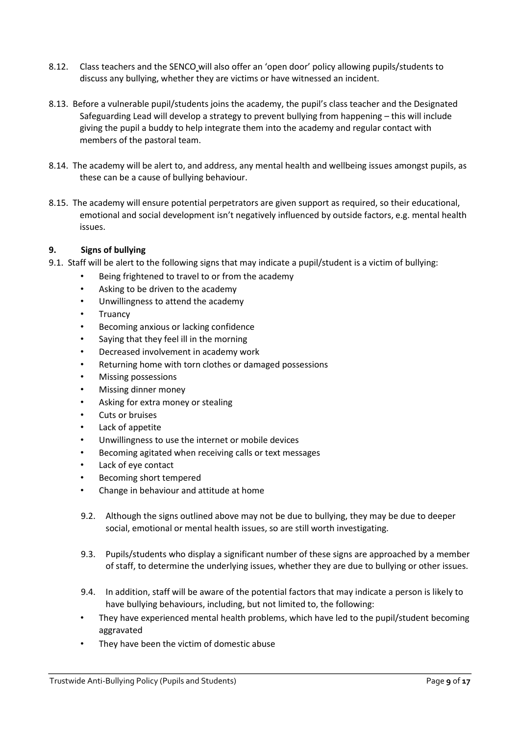8.12. Class teachers and the SENCO will also offer an 'open door' policy allowing pupils/students to discuss any bullying, whether they are victims or have witnessed an incident.

8.13. Before a vulnerable pupil/students joins the academy, the pupil's class teacher and the Designated Safeguarding Lead will develop a strategy to prevent bullying from happening – this will include giving the pupil a buddy to help integrate them into the academy and regular contact with members of the pastoral team.

8.14. The academy will be alert to, and address, any mental health and wellbeing issues amongst pupils, as these can be a cause of bullying behaviour.

8.15. The academy will ensure potential perpetrators are given support as required, so their educational, emotional and social development isn't negatively influenced by outside factors, e.g. mental health issues.

## 9. Signs of bullying

9.1. Staff will be alert to the following signs that may indicate a pupil/student is a victim of bullying:

- Being frightened to travel to or from the academy
- Asking to be driven to the academy
- Unwillingness to attend the academy
- Truancy
- Becoming anxious or lacking confidence
- Saying that they feel ill in the morning
- Decreased involvement in academy work
- Returning home with torn clothes or damaged possessions
- Missing possessions
- Missing dinner money
- Asking for extra money or stealing
- Cuts or bruises
- Lack of appetite
- Unwillingness to use the internet or mobile devices
- Becoming agitated when receiving calls or text messages
- Lack of eye contact
- Becoming short tempered
- Change in behaviour and attitude at home

9.2. Although the signs outlined above may not be due to bullying, they may be due to deeper social, emotional or mental health issues, so are still worth investigating.

9.3. Pupils/students who display a significant number of these signs are approached by a member of staff, to determine the underlying issues, whether they are due to bullying or other issues.

9.4. In addition, staff will be aware of the potential factors that may indicate a person is likely to have bullying behaviours, including, but not limited to, the following:

- They have experienced mental health problems, which have led to the pupil/student becoming aggravated
- They have been the victim of domestic abuse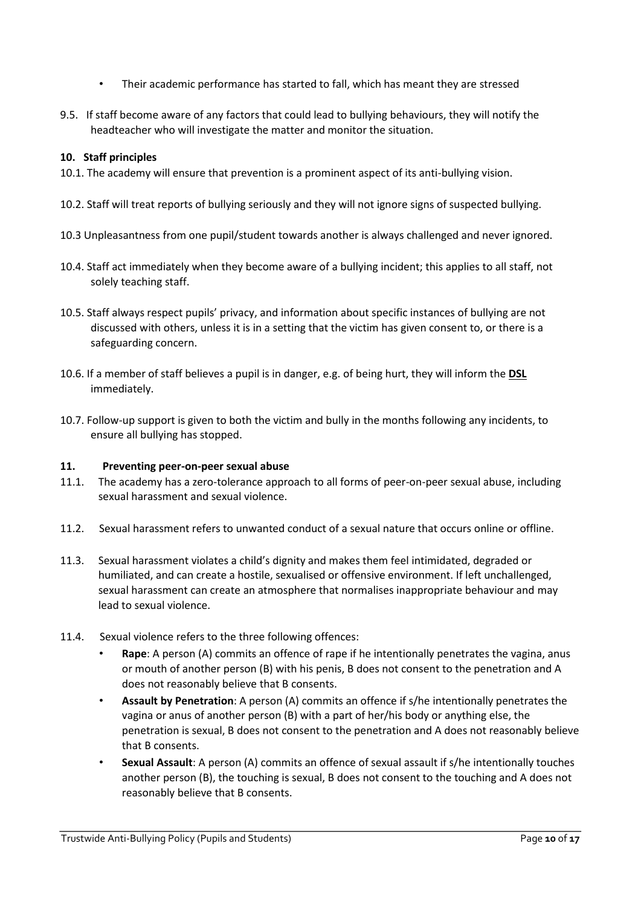- Their academic performance has started to fall, which has meant they are stressed

9.5. If staff become aware of any factors that could lead to bullying behaviours, they will notify the headteacher who will investigate the matter and monitor the situation.

## 10. Staff principles

10.1. The academy will ensure that prevention is a prominent aspect of its anti-bullying vision.

10.2. Staff will treat reports of bullying seriously and they will not ignore signs of suspected bullying.

10.3 Unpleasantness from one pupil/student towards another is always challenged and never ignored.

10.4. Staff act immediately when they become aware of a bullying incident; this applies to all staff, not solely teaching staff.

10.5. Staff always respect pupils' privacy, and information about specific instances of bullying are not discussed with others, unless it is in a setting that the victim has given consent to, or there is a safeguarding concern.

10.6. If a member of staff believes a pupil is in danger, e.g. of being hurt, they will inform the **DSL** immediately.

10.7. Follow-up support is given to both the victim and bully in the months following any incidents, to ensure all bullying has stopped.

## 11. Preventing peer-on-peer sexual abuse

11.1. The academy has a zero-tolerance approach to all forms of peer-on-peer sexual abuse, including sexual harassment and sexual violence.

11.2. Sexual harassment refers to unwanted conduct of a sexual nature that occurs online or offline.

11.3. Sexual harassment violates a child's dignity and makes them feel intimidated, degraded or humiliated, and can create a hostile, sexualised or offensive environment. If left unchallenged, sexual harassment can create an atmosphere that normalises inappropriate behaviour and may lead to sexual violence.

11.4. Sexual violence refers to the three following offences:

- **Rape**: A person (A) commits an offence of rape if he intentionally penetrates the vagina, anus or mouth of another person (B) with his penis, B does not consent to the penetration and A does not reasonably believe that B consents.
- **Assault by Penetration**: A person (A) commits an offence if s/he intentionally penetrates the vagina or anus of another person (B) with a part of her/his body or anything else, the penetration is sexual, B does not consent to the penetration and A does not reasonably believe that B consents.
- **Sexual Assault**: A person (A) commits an offence of sexual assault if s/he intentionally touches another person (B), the touching is sexual, B does not consent to the touching and A does not reasonably believe that B consents.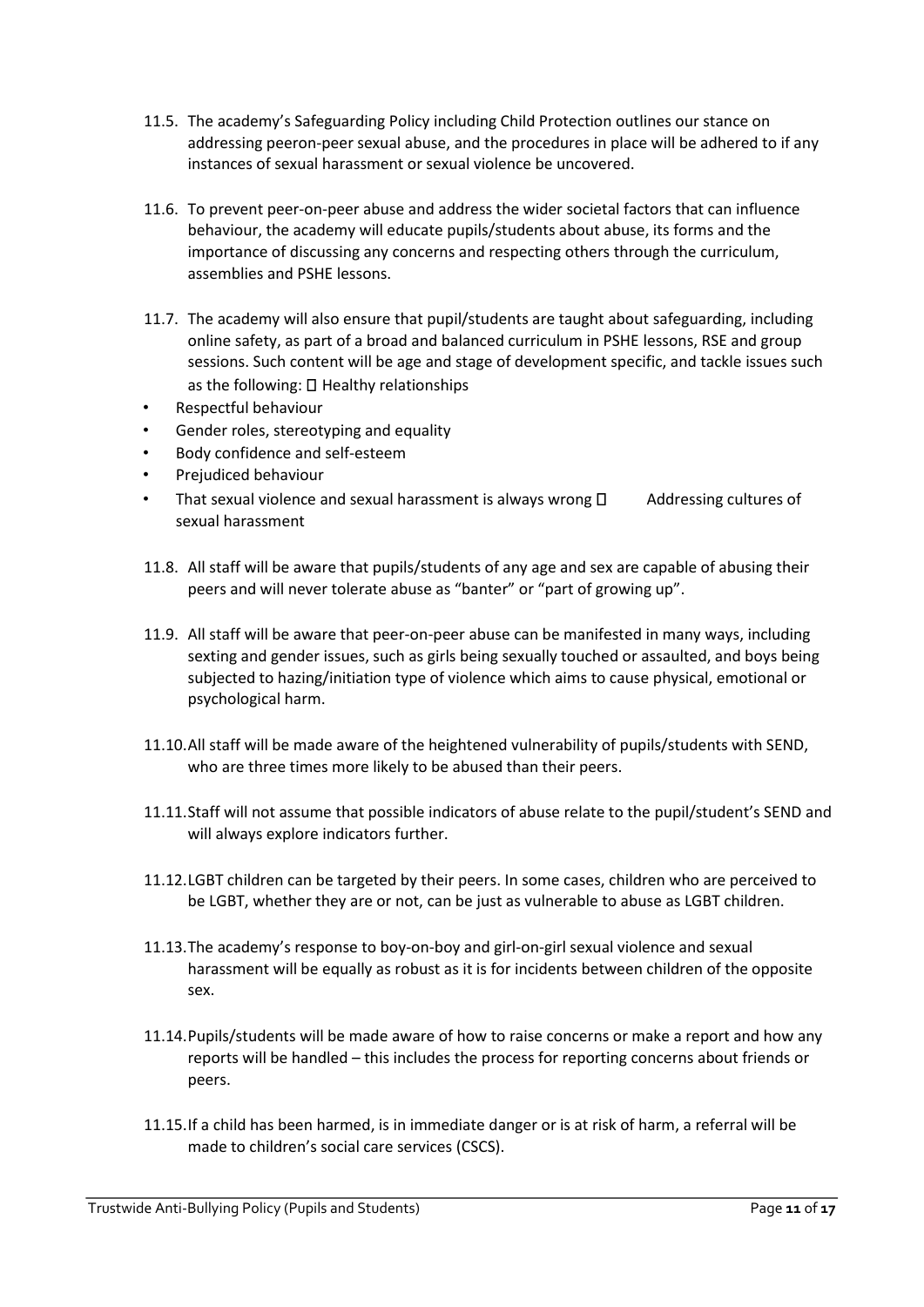11.5. The academy's Safeguarding Policy including Child Protection outlines our stance on addressing peeron-peer sexual abuse, and the procedures in place will be adhered to if any instances of sexual harassment or sexual violence be uncovered.

11.6. To prevent peer-on-peer abuse and address the wider societal factors that can influence behaviour, the academy will educate pupils/students about abuse, its forms and the importance of discussing any concerns and respecting others through the curriculum, assemblies and PSHE lessons.

11.7. The academy will also ensure that pupil/students are taught about safeguarding, including online safety, as part of a broad and balanced curriculum in PSHE lessons, RSE and group sessions. Such content will be age and stage of development specific, and tackle issues such as the following:

- Healthy relationships
- Respectful behaviour
- Gender roles, stereotyping and equality
- Body confidence and self-esteem
- Prejudiced behaviour
- That sexual violence and sexual harassment is always wrong
- Addressing cultures of sexual harassment

11.8. All staff will be aware that pupils/students of any age and sex are capable of abusing their peers and will never tolerate abuse as "banter" or "part of growing up".

11.9. All staff will be aware that peer-on-peer abuse can be manifested in many ways, including sexting and gender issues, such as girls being sexually touched or assaulted, and boys being subjected to hazing/initiation type of violence which aims to cause physical, emotional or psychological harm.

11.10. All staff will be made aware of the heightened vulnerability of pupils/students with SEND, who are three times more likely to be abused than their peers.

11.11. Staff will not assume that possible indicators of abuse relate to the pupil/student's SEND and will always explore indicators further.

11.12. LGBT children can be targeted by their peers. In some cases, children who are perceived to be LGBT, whether they are or not, can be just as vulnerable to abuse as LGBT children.

11.13. The academy's response to boy-on-boy and girl-on-girl sexual violence and sexual harassment will be equally as robust as it is for incidents between children of the opposite sex.

11.14. Pupils/students will be made aware of how to raise concerns or make a report and how any reports will be handled – this includes the process for reporting concerns about friends or peers.

11.15. If a child has been harmed, is in immediate danger or is at risk of harm, a referral will be made to children's social care services (CSCS).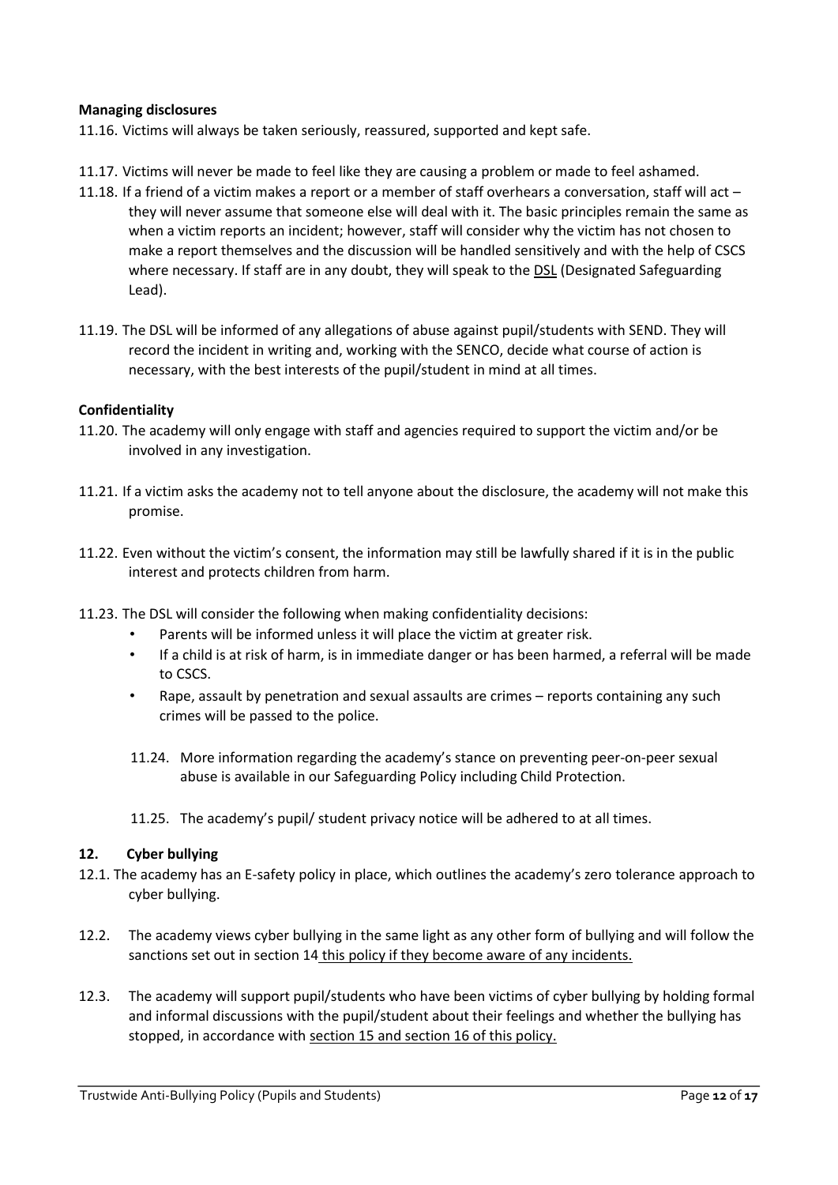**Managing disclosures**

11.16. Victims will always be taken seriously, reassured, supported and kept safe.

11.17. Victims will never be made to feel like they are causing a problem or made to feel ashamed.

11.18. If a friend of a victim makes a report or a member of staff overhears a conversation, staff will act – they will never assume that someone else will deal with it. The basic principles remain the same as when a victim reports an incident; however, staff will consider why the victim has not chosen to make a report themselves and the discussion will be handled sensitively and with the help of CSCS where necessary. If staff are in any doubt, they will speak to the DSL (Designated Safeguarding Lead).

11.19. The DSL will be informed of any allegations of abuse against pupil/students with SEND. They will record the incident in writing and, working with the SENCO, decide what course of action is necessary, with the best interests of the pupil/student in mind at all times.

**Confidentiality**

11.20. The academy will only engage with staff and agencies required to support the victim and/or be involved in any investigation.

11.21. If a victim asks the academy not to tell anyone about the disclosure, the academy will not make this promise.

11.22. Even without the victim's consent, the information may still be lawfully shared if it is in the public interest and protects children from harm.

11.23. The DSL will consider the following when making confidentiality decisions:

- Parents will be informed unless it will place the victim at greater risk.
- If a child is at risk of harm, is in immediate danger or has been harmed, a referral will be made to CSCS.
- Rape, assault by penetration and sexual assaults are crimes – reports containing any such crimes will be passed to the police.

11.24. More information regarding the academy's stance on preventing peer-on-peer sexual abuse is available in our Safeguarding Policy including Child Protection.

11.25. The academy's pupil/ student privacy notice will be adhered to at all times.

## 12. Cyber bullying

12.1. The academy has an E-safety policy in place, which outlines the academy's zero tolerance approach to cyber bullying.

12.2. The academy views cyber bullying in the same light as any other form of bullying and will follow the sanctions set out in section 14 this policy if they become aware of any incidents.

12.3. The academy will support pupil/students who have been victims of cyber bullying by holding formal and informal discussions with the pupil/student about their feelings and whether the bullying has stopped, in accordance with section 15 and section 16 of this policy.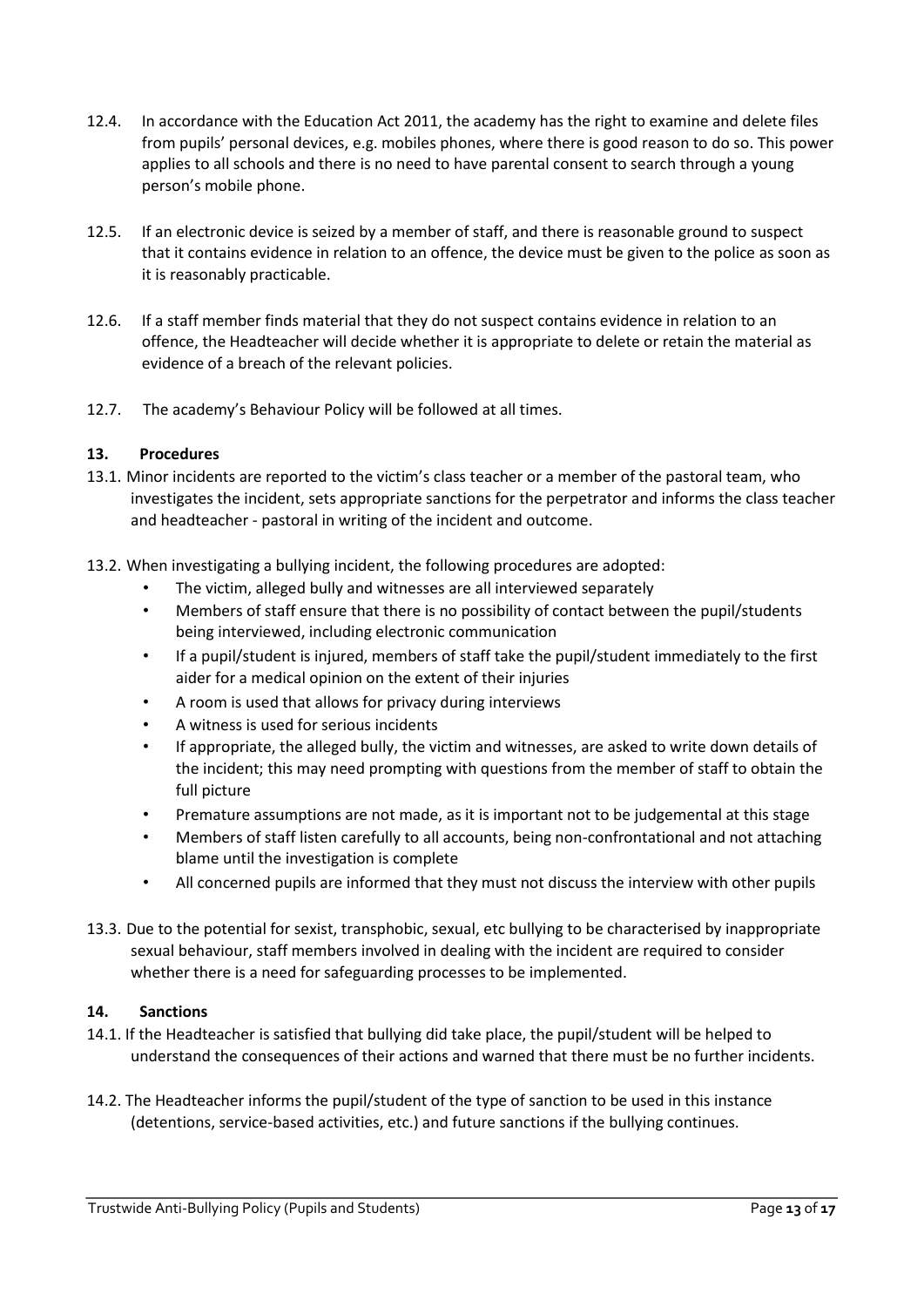12.4. In accordance with the Education Act 2011, the academy has the right to examine and delete files from pupils' personal devices, e.g. mobiles phones, where there is good reason to do so. This power applies to all schools and there is no need to have parental consent to search through a young person's mobile phone.

12.5. If an electronic device is seized by a member of staff, and there is reasonable ground to suspect that it contains evidence in relation to an offence, the device must be given to the police as soon as it is reasonably practicable.

12.6. If a staff member finds material that they do not suspect contains evidence in relation to an offence, the Headteacher will decide whether it is appropriate to delete or retain the material as evidence of a breach of the relevant policies.

12.7. The academy's Behaviour Policy will be followed at all times.

## 13. Procedures

13.1. Minor incidents are reported to the victim's class teacher or a member of the pastoral team, who investigates the incident, sets appropriate sanctions for the perpetrator and informs the class teacher and headteacher - pastoral in writing of the incident and outcome.

13.2. When investigating a bullying incident, the following procedures are adopted:

- The victim, alleged bully and witnesses are all interviewed separately
- Members of staff ensure that there is no possibility of contact between the pupil/students being interviewed, including electronic communication
- If a pupil/student is injured, members of staff take the pupil/student immediately to the first aider for a medical opinion on the extent of their injuries
- A room is used that allows for privacy during interviews
- A witness is used for serious incidents
- If appropriate, the alleged bully, the victim and witnesses, are asked to write down details of the incident; this may need prompting with questions from the member of staff to obtain the full picture
- Premature assumptions are not made, as it is important not to be judgemental at this stage
- Members of staff listen carefully to all accounts, being non-confrontational and not attaching blame until the investigation is complete
- All concerned pupils are informed that they must not discuss the interview with other pupils

13.3. Due to the potential for sexist, transphobic, sexual, etc bullying to be characterised by inappropriate sexual behaviour, staff members involved in dealing with the incident are required to consider whether there is a need for safeguarding processes to be implemented.

## 14. Sanctions

14.1. If the Headteacher is satisfied that bullying did take place, the pupil/student will be helped to understand the consequences of their actions and warned that there must be no further incidents.

14.2. The Headteacher informs the pupil/student of the type of sanction to be used in this instance (detentions, service-based activities, etc.) and future sanctions if the bullying continues.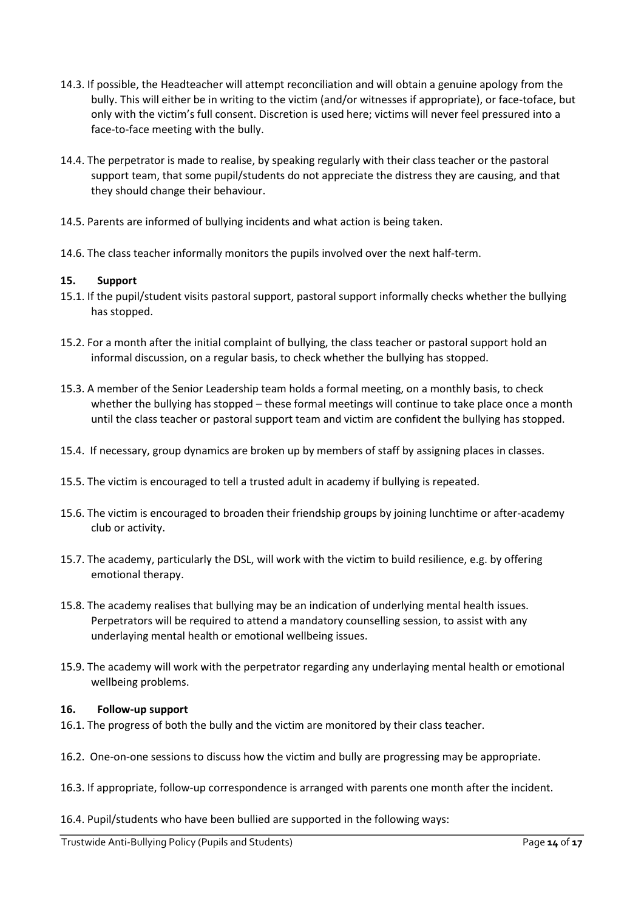14.3. If possible, the Headteacher will attempt reconciliation and will obtain a genuine apology from the bully. This will either be in writing to the victim (and/or witnesses if appropriate), or face-toface, but only with the victim's full consent. Discretion is used here; victims will never feel pressured into a face-to-face meeting with the bully.

14.4. The perpetrator is made to realise, by speaking regularly with their class teacher or the pastoral support team, that some pupil/students do not appreciate the distress they are causing, and that they should change their behaviour.

14.5. Parents are informed of bullying incidents and what action is being taken.

14.6. The class teacher informally monitors the pupils involved over the next half-term.

## 15. Support

15.1. If the pupil/student visits pastoral support, pastoral support informally checks whether the bullying has stopped.

15.2. For a month after the initial complaint of bullying, the class teacher or pastoral support hold an informal discussion, on a regular basis, to check whether the bullying has stopped.

15.3. A member of the Senior Leadership team holds a formal meeting, on a monthly basis, to check whether the bullying has stopped – these formal meetings will continue to take place once a month until the class teacher or pastoral support team and victim are confident the bullying has stopped.

15.4. If necessary, group dynamics are broken up by members of staff by assigning places in classes.

15.5. The victim is encouraged to tell a trusted adult in academy if bullying is repeated.

15.6. The victim is encouraged to broaden their friendship groups by joining lunchtime or after-academy club or activity.

15.7. The academy, particularly the DSL, will work with the victim to build resilience, e.g. by offering emotional therapy.

15.8. The academy realises that bullying may be an indication of underlying mental health issues. Perpetrators will be required to attend a mandatory counselling session, to assist with any underlaying mental health or emotional wellbeing issues.

15.9. The academy will work with the perpetrator regarding any underlaying mental health or emotional wellbeing problems.

## 16. Follow-up support

16.1. The progress of both the bully and the victim are monitored by their class teacher.

16.2. One-on-one sessions to discuss how the victim and bully are progressing may be appropriate.

16.3. If appropriate, follow-up correspondence is arranged with parents one month after the incident.

16.4. Pupil/students who have been bullied are supported in the following ways: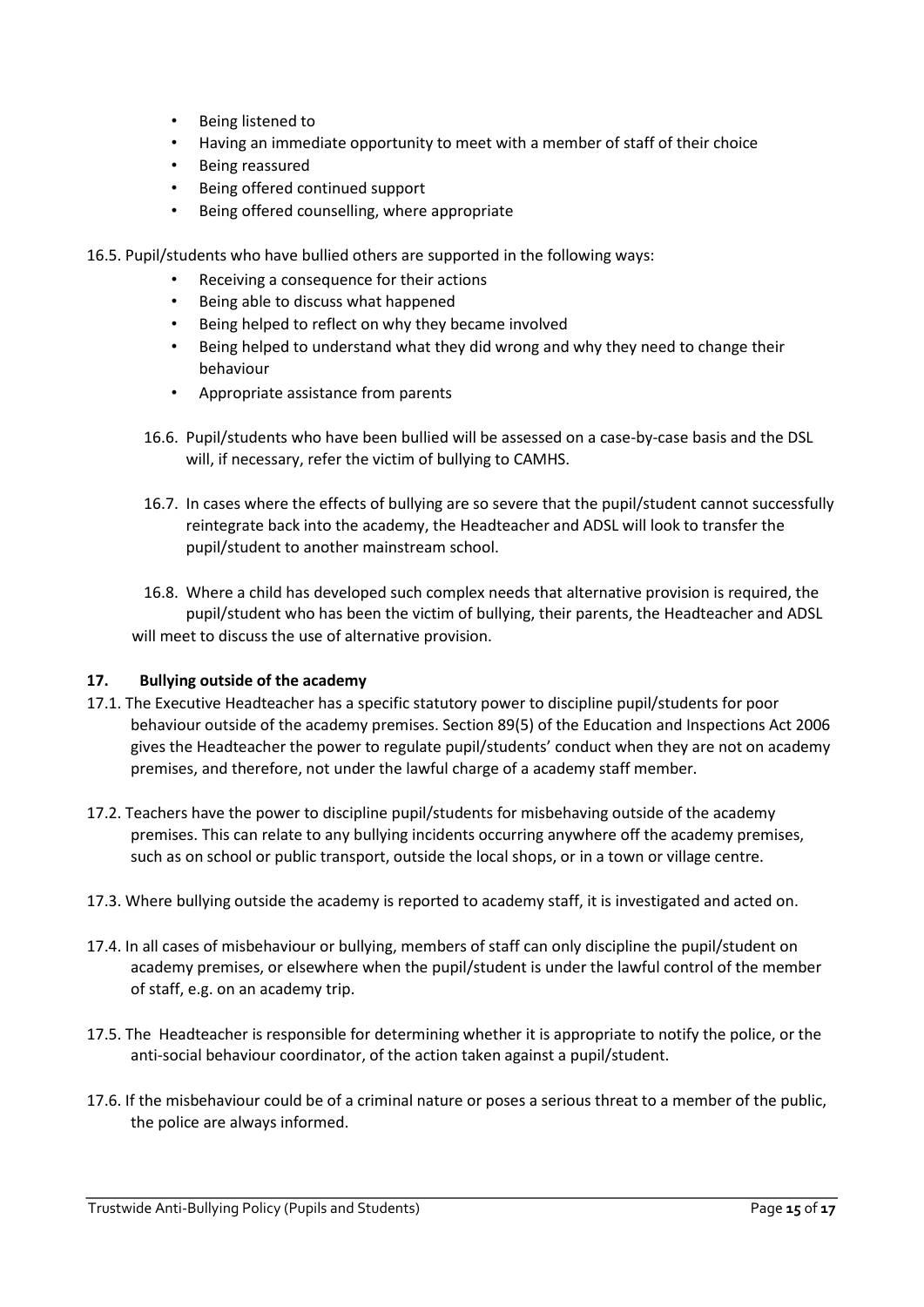- Being listened to
- Having an immediate opportunity to meet with a member of staff of their choice
- Being reassured
- Being offered continued support
- Being offered counselling, where appropriate

16.5. Pupil/students who have bullied others are supported in the following ways:

- Receiving a consequence for their actions
- Being able to discuss what happened
- Being helped to reflect on why they became involved
- Being helped to understand what they did wrong and why they need to change their behaviour
- Appropriate assistance from parents

16.6. Pupil/students who have been bullied will be assessed on a case-by-case basis and the DSL will, if necessary, refer the victim of bullying to CAMHS.

16.7. In cases where the effects of bullying are so severe that the pupil/student cannot successfully reintegrate back into the academy, the Headteacher and ADSL will look to transfer the pupil/student to another mainstream school.

16.8. Where a child has developed such complex needs that alternative provision is required, the pupil/student who has been the victim of bullying, their parents, the Headteacher and ADSL will meet to discuss the use of alternative provision.

## 17. Bullying outside of the academy

17.1. The Executive Headteacher has a specific statutory power to discipline pupil/students for poor behaviour outside of the academy premises. Section 89(5) of the Education and Inspections Act 2006 gives the Headteacher the power to regulate pupil/students' conduct when they are not on academy premises, and therefore, not under the lawful charge of a academy staff member.

17.2. Teachers have the power to discipline pupil/students for misbehaving outside of the academy premises. This can relate to any bullying incidents occurring anywhere off the academy premises, such as on school or public transport, outside the local shops, or in a town or village centre.

17.3. Where bullying outside the academy is reported to academy staff, it is investigated and acted on.

17.4. In all cases of misbehaviour or bullying, members of staff can only discipline the pupil/student on academy premises, or elsewhere when the pupil/student is under the lawful control of the member of staff, e.g. on an academy trip.

17.5. The Headteacher is responsible for determining whether it is appropriate to notify the police, or the anti-social behaviour coordinator, of the action taken against a pupil/student.

17.6. If the misbehaviour could be of a criminal nature or poses a serious threat to a member of the public, the police are always informed.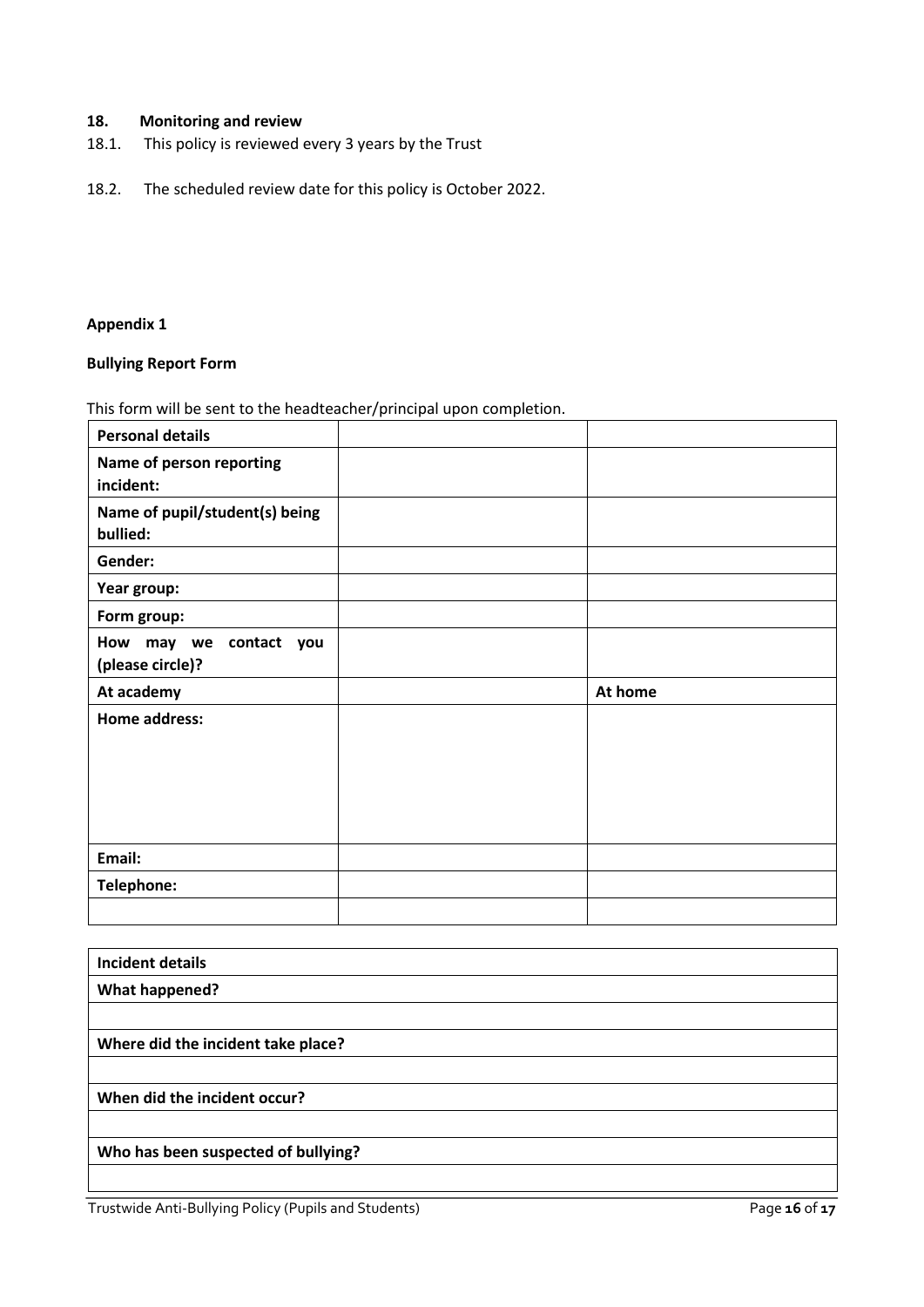## 18. Monitoring and review

18.1. This policy is reviewed every 3 years by the Trust

18.2. The scheduled review date for this policy is October 2022.

**Appendix 1**

**Bullying Report Form**

This form will be sent to the headteacher/principal upon completion.

| **Personal details** | | |
|---|---|---|
| **Name of person reporting incident:** | | |
| **Name of pupil/student(s) being bullied:** | | |
| **Gender:** | | |
| **Year group:** | | |
| **Form group:** | | |
| **How may we contact you (please circle)?** | | |
| **At academy** | | **At home** |
| **Home address:** | | |
| **Email:** | | |
| **Telephone:** | | |
| | | |

| **Incident details** |
|---|
| **What happened?** |
| |
| **Where did the incident take place?** |
| |
| **When did the incident occur?** |
| |
| **Who has been suspected of bullying?** |
| |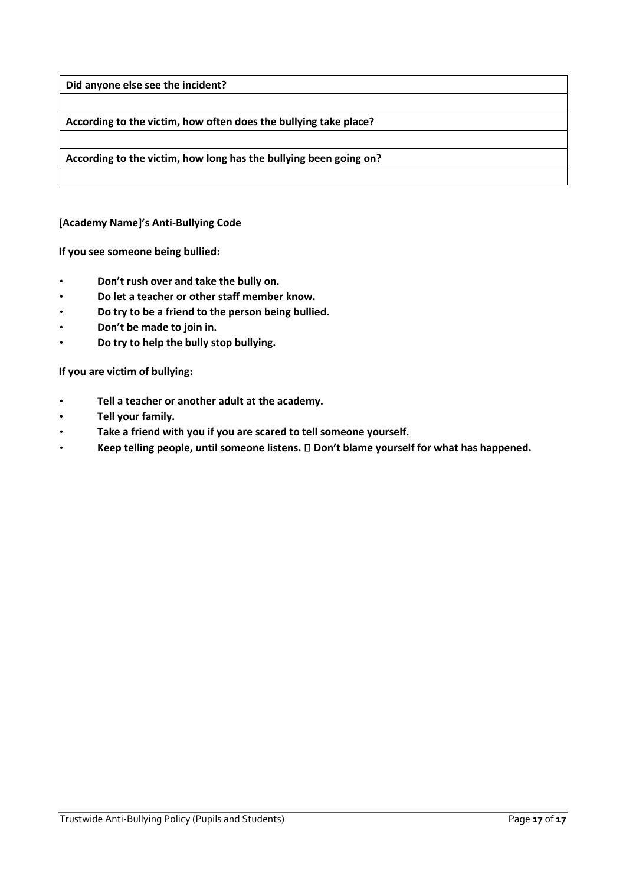| |
|---|
| **Did anyone else see the incident?** |
| |
| **According to the victim, how often does the bullying take place?** |
| |
| **According to the victim, how long has the bullying been going on?** |
| |

**[Academy Name]'s Anti-Bullying Code**

**If you see someone being bullied:**

- **Don't rush over and take the bully on.**
- **Do let a teacher or other staff member know.**
- **Do try to be a friend to the person being bullied.**
- **Don't be made to join in.**
- **Do try to help the bully stop bullying.**

**If you are victim of bullying:**

- **Tell a teacher or another adult at the academy.**
- **Tell your family.**
- **Take a friend with you if you are scared to tell someone yourself.**
- **Keep telling people, until someone listens.  Don't blame yourself for what has happened.**